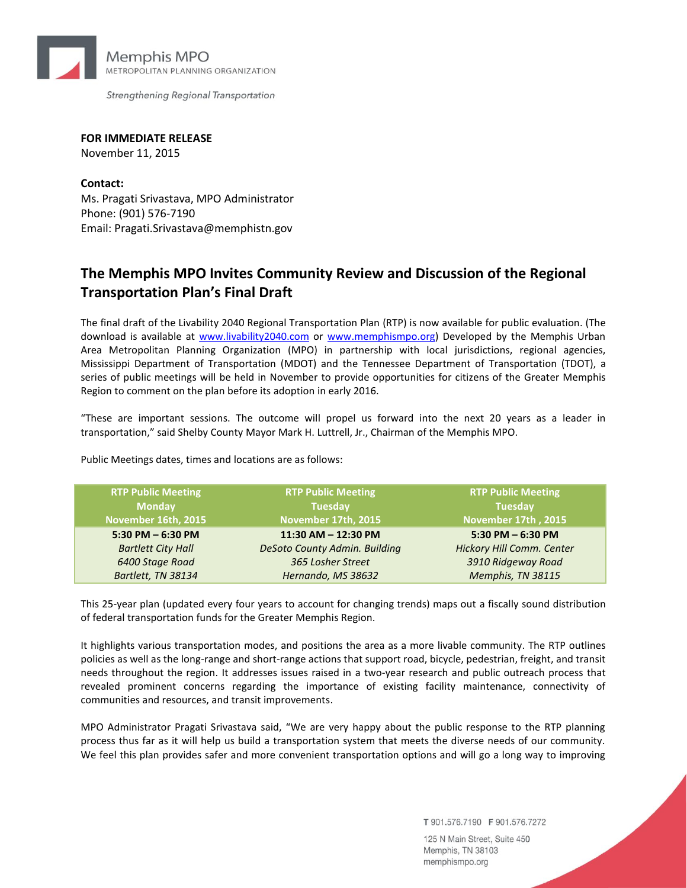Memphis MPO
METROPOLITAN PLANNING ORGANIZATION

*Strengthening Regional Transportation*

**FOR IMMEDIATE RELEASE**
November 11, 2015

**Contact:**
Ms. Pragati Srivastava, MPO Administrator
Phone: (901) 576-7190
Email: Pragati.Srivastava@memphistn.gov

# The Memphis MPO Invites Community Review and Discussion of the Regional Transportation Plan's Final Draft

The final draft of the Livability 2040 Regional Transportation Plan (RTP) is now available for public evaluation. (The download is available at www.livability2040.com or www.memphismpo.org) Developed by the Memphis Urban Area Metropolitan Planning Organization (MPO) in partnership with local jurisdictions, regional agencies, Mississippi Department of Transportation (MDOT) and the Tennessee Department of Transportation (TDOT), a series of public meetings will be held in November to provide opportunities for citizens of the Greater Memphis Region to comment on the plan before its adoption in early 2016.

"These are important sessions. The outcome will propel us forward into the next 20 years as a leader in transportation," said Shelby County Mayor Mark H. Luttrell, Jr., Chairman of the Memphis MPO.

Public Meetings dates, times and locations are as follows:

| RTP Public Meeting<br>Monday<br>November 16th, 2015 | RTP Public Meeting<br>Tuesday<br>November 17th, 2015 | RTP Public Meeting<br>Tuesday<br>November 17th , 2015 |
|---|---|---|
| **5:30 PM – 6:30 PM**<br>*Bartlett City Hall*<br>*6400 Stage Road*<br>*Bartlett, TN 38134* | **11:30 AM – 12:30 PM**<br>*DeSoto County Admin. Building*<br>*365 Losher Street*<br>*Hernando, MS 38632* | **5:30 PM – 6:30 PM**<br>*Hickory Hill Comm. Center*<br>*3910 Ridgeway Road*<br>*Memphis, TN 38115* |

This 25-year plan (updated every four years to account for changing trends) maps out a fiscally sound distribution of federal transportation funds for the Greater Memphis Region.

It highlights various transportation modes, and positions the area as a more livable community. The RTP outlines policies as well as the long-range and short-range actions that support road, bicycle, pedestrian, freight, and transit needs throughout the region. It addresses issues raised in a two-year research and public outreach process that revealed prominent concerns regarding the importance of existing facility maintenance, connectivity of communities and resources, and transit improvements.

MPO Administrator Pragati Srivastava said, "We are very happy about the public response to the RTP planning process thus far as it will help us build a transportation system that meets the diverse needs of our community. We feel this plan provides safer and more convenient transportation options and will go a long way to improving

T 901.576.7190 F 901.576.7272
125 N Main Street, Suite 450
Memphis, TN 38103
memphismpo.org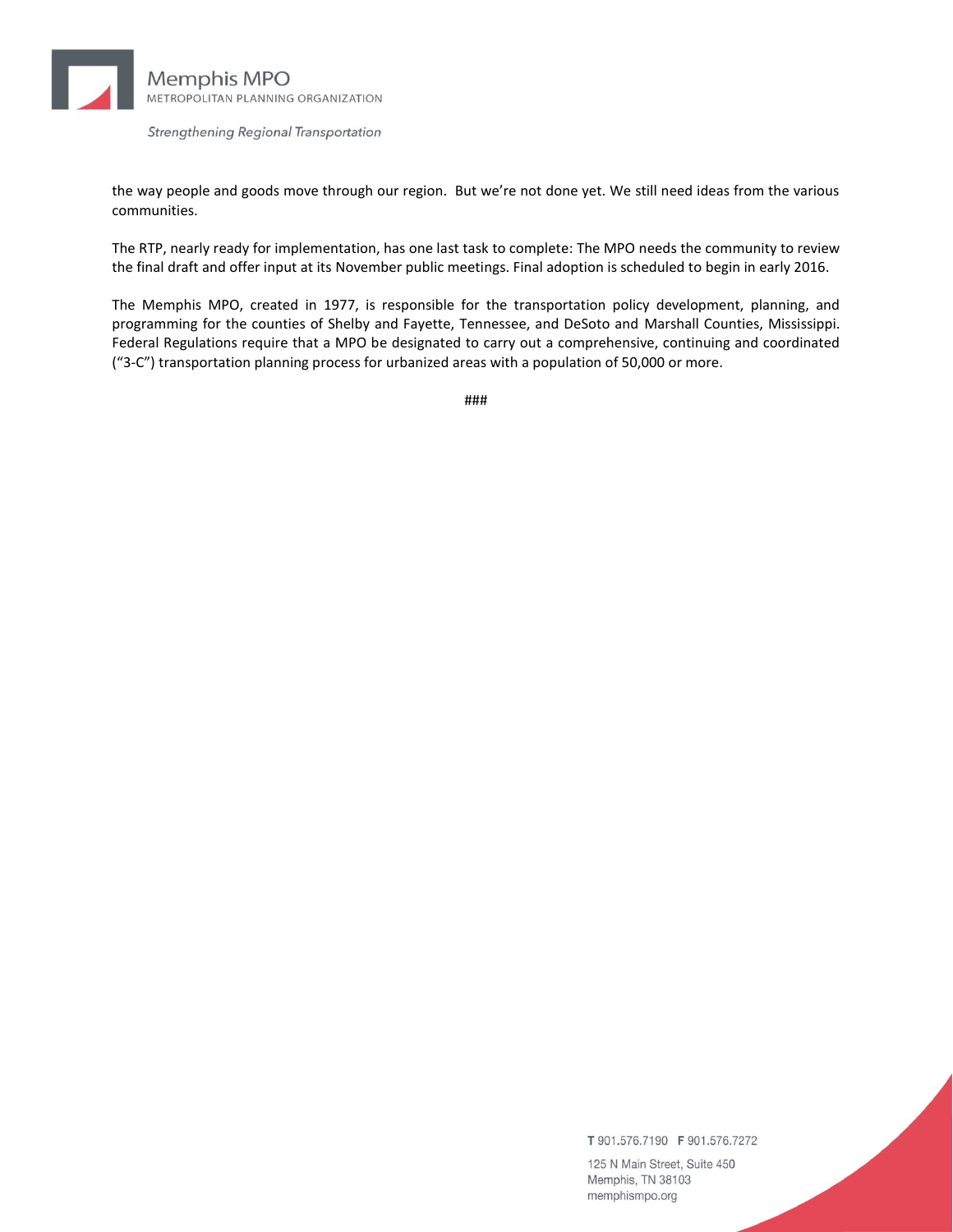the way people and goods move through our region. But we're not done yet. We still need ideas from the various communities.

The RTP, nearly ready for implementation, has one last task to complete: The MPO needs the community to review the final draft and offer input at its November public meetings. Final adoption is scheduled to begin in early 2016.

The Memphis MPO, created in 1977, is responsible for the transportation policy development, planning, and programming for the counties of Shelby and Fayette, Tennessee, and DeSoto and Marshall Counties, Mississippi. Federal Regulations require that a MPO be designated to carry out a comprehensive, continuing and coordinated ("3-C") transportation planning process for urbanized areas with a population of 50,000 or more.

###